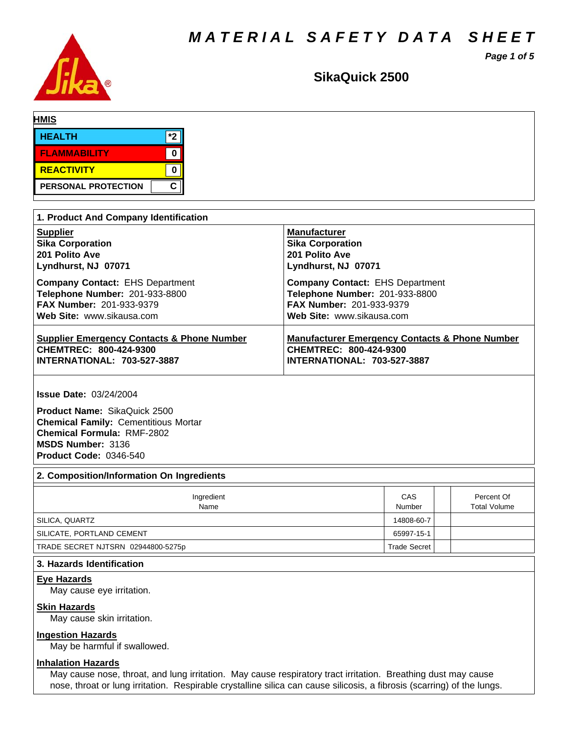# MATERIAL SAFETY DATA SHEET

## SikaQuick 2500

**HMIS**

| | |
|---|---|
| HEALTH | *2 |
| FLAMMABILITY | 0 |
| REACTIVITY | 0 |
| PERSONAL PROTECTION | C |

## 1. Product And Company Identification

**Supplier**
**Sika Corporation**
**201 Polito Ave**
**Lyndhurst, NJ 07071**

**Company Contact:** EHS Department
**Telephone Number:** 201-933-8800
**FAX Number:** 201-933-9379
**Web Site:** www.sikausa.com

**Manufacturer**
**Sika Corporation**
**201 Polito Ave**
**Lyndhurst, NJ 07071**

**Company Contact:** EHS Department
**Telephone Number:** 201-933-8800
**FAX Number:** 201-933-9379
**Web Site:** www.sikausa.com

**Supplier Emergency Contacts & Phone Number**
**CHEMTREC: 800-424-9300**
**INTERNATIONAL: 703-527-3887**

**Manufacturer Emergency Contacts & Phone Number**
**CHEMTREC: 800-424-9300**
**INTERNATIONAL: 703-527-3887**

**Issue Date:** 03/24/2004

**Product Name:** SikaQuick 2500
**Chemical Family:** Cementitious Mortar
**Chemical Formula:** RMF-2802
**MSDS Number:** 3136
**Product Code:** 0346-540

## 2. Composition/Information On Ingredients

| Ingredient Name | CAS Number | | Percent Of Total Volume |
|---|---|---|---|
| SILICA, QUARTZ | 14808-60-7 | | |
| SILICATE, PORTLAND CEMENT | 65997-15-1 | | |
| TRADE SECRET NJTSRN 02944800-5275p | Trade Secret | | |

## 3. Hazards Identification

**Eye Hazards**

May cause eye irritation.

**Skin Hazards**

May cause skin irritation.

**Ingestion Hazards**

May be harmful if swallowed.

**Inhalation Hazards**

May cause nose, throat, and lung irritation. May cause respiratory tract irritation. Breathing dust may cause nose, throat or lung irritation. Respirable crystalline silica can cause silicosis, a fibrosis (scarring) of the lungs.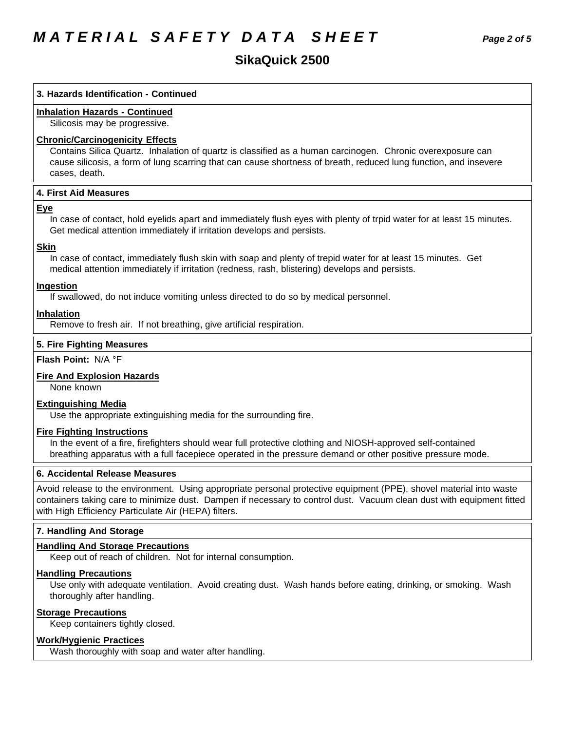## 3. Hazards Identification - Continued

**Inhalation Hazards - Continued**

Silicosis may be progressive.

**Chronic/Carcinogenicity Effects**

Contains Silica Quartz. Inhalation of quartz is classified as a human carcinogen. Chronic overexposure can cause silicosis, a form of lung scarring that can cause shortness of breath, reduced lung function, and insevere cases, death.

## 4. First Aid Measures

**Eye**

In case of contact, hold eyelids apart and immediately flush eyes with plenty of trpid water for at least 15 minutes. Get medical attention immediately if irritation develops and persists.

**Skin**

In case of contact, immediately flush skin with soap and plenty of trepid water for at least 15 minutes. Get medical attention immediately if irritation (redness, rash, blistering) develops and persists.

**Ingestion**

If swallowed, do not induce vomiting unless directed to do so by medical personnel.

**Inhalation**

Remove to fresh air. If not breathing, give artificial respiration.

## 5. Fire Fighting Measures

**Flash Point:** N/A °F

**Fire And Explosion Hazards**

None known

**Extinguishing Media**

Use the appropriate extinguishing media for the surrounding fire.

**Fire Fighting Instructions**

In the event of a fire, firefighters should wear full protective clothing and NIOSH-approved self-contained breathing apparatus with a full facepiece operated in the pressure demand or other positive pressure mode.

## 6. Accidental Release Measures

Avoid release to the environment. Using appropriate personal protective equipment (PPE), shovel material into waste containers taking care to minimize dust. Dampen if necessary to control dust. Vacuum clean dust with equipment fitted with High Efficiency Particulate Air (HEPA) filters.

## 7. Handling And Storage

**Handling And Storage Precautions**

Keep out of reach of children. Not for internal consumption.

**Handling Precautions**

Use only with adequate ventilation. Avoid creating dust. Wash hands before eating, drinking, or smoking. Wash thoroughly after handling.

**Storage Precautions**

Keep containers tightly closed.

**Work/Hygienic Practices**

Wash thoroughly with soap and water after handling.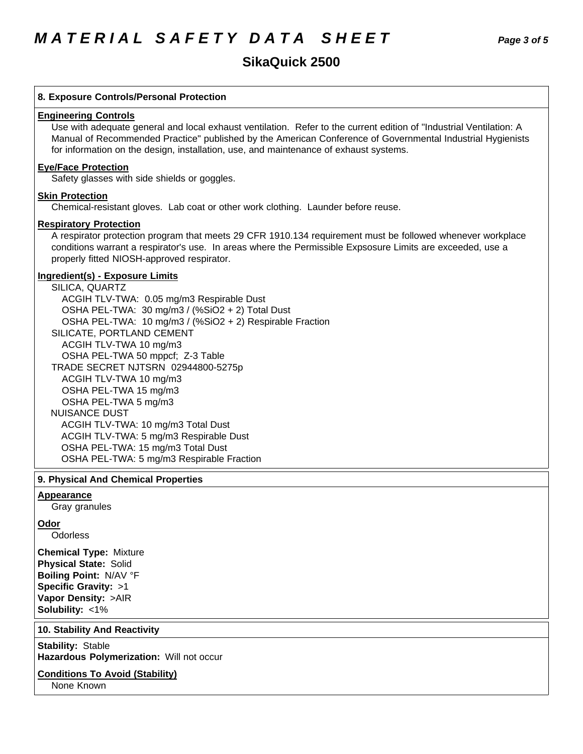# MATERIAL SAFETY DATA SHEET

## SikaQuick 2500

### 8. Exposure Controls/Personal Protection

**Engineering Controls**

Use with adequate general and local exhaust ventilation. Refer to the current edition of "Industrial Ventilation: A Manual of Recommended Practice" published by the American Conference of Governmental Industrial Hygienists for information on the design, installation, use, and maintenance of exhaust systems.

**Eye/Face Protection**

Safety glasses with side shields or goggles.

**Skin Protection**

Chemical-resistant gloves. Lab coat or other work clothing. Launder before reuse.

**Respiratory Protection**

A respirator protection program that meets 29 CFR 1910.134 requirement must be followed whenever workplace conditions warrant a respirator's use. In areas where the Permissible Expsosure Limits are exceeded, use a properly fitted NIOSH-approved respirator.

**Ingredient(s) - Exposure Limits**

SILICA, QUARTZ
- ACGIH TLV-TWA: 0.05 mg/m3 Respirable Dust
- OSHA PEL-TWA: 30 mg/m3 / (%SiO2 + 2) Total Dust
- OSHA PEL-TWA: 10 mg/m3 / (%SiO2 + 2) Respirable Fraction

SILICATE, PORTLAND CEMENT
- ACGIH TLV-TWA 10 mg/m3
- OSHA PEL-TWA 50 mppcf; Z-3 Table

TRADE SECRET NJTSRN 02944800-5275p
- ACGIH TLV-TWA 10 mg/m3
- OSHA PEL-TWA 15 mg/m3
- OSHA PEL-TWA 5 mg/m3

NUISANCE DUST
- ACGIH TLV-TWA: 10 mg/m3 Total Dust
- ACGIH TLV-TWA: 5 mg/m3 Respirable Dust
- OSHA PEL-TWA: 15 mg/m3 Total Dust
- OSHA PEL-TWA: 5 mg/m3 Respirable Fraction

### 9. Physical And Chemical Properties

**Appearance**

Gray granules

**Odor**

Odorless

**Chemical Type:** Mixture
**Physical State:** Solid
**Boiling Point:** N/AV °F
**Specific Gravity:** >1
**Vapor Density:** >AIR
**Solubility:** <1%

### 10. Stability And Reactivity

**Stability:** Stable
**Hazardous Polymerization:** Will not occur

**Conditions To Avoid (Stability)**

None Known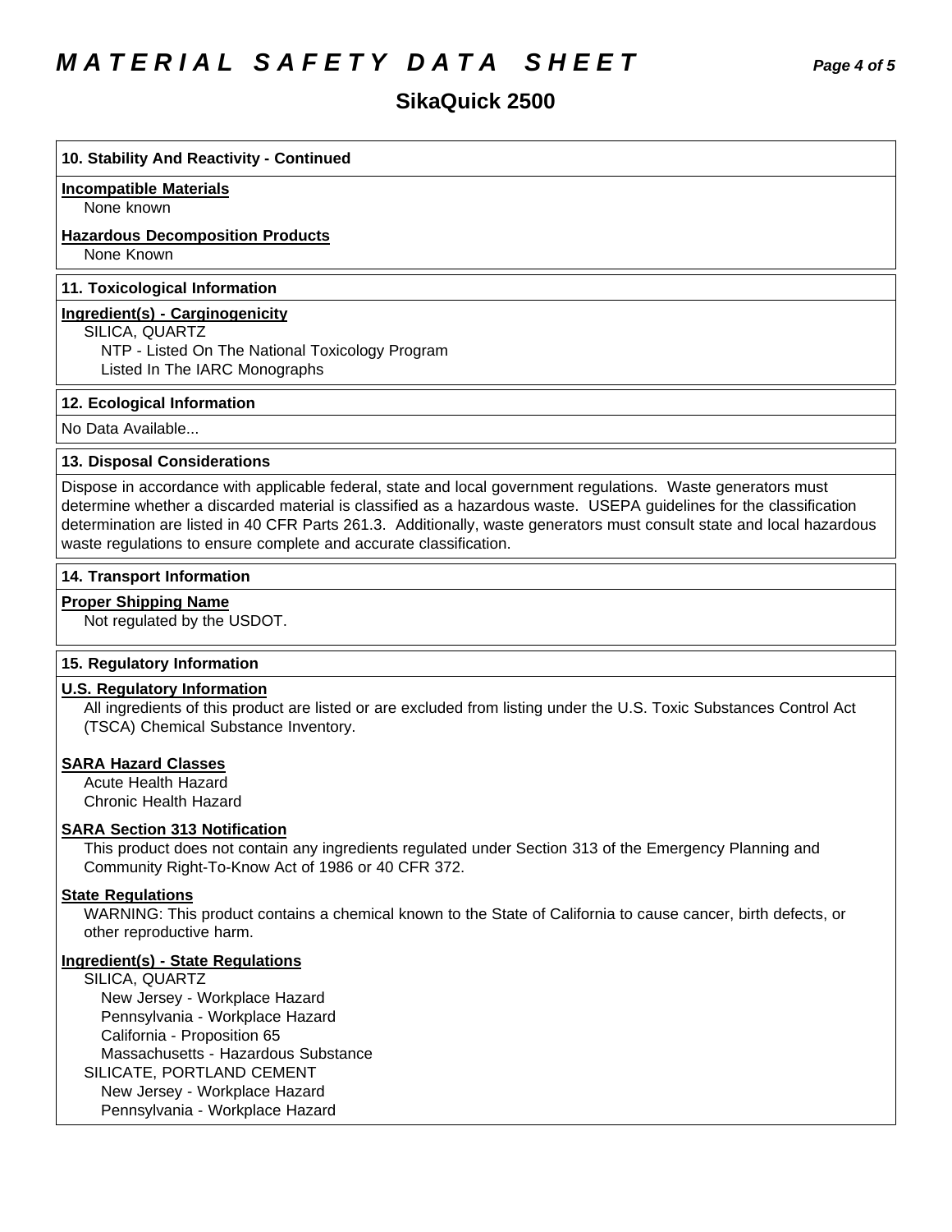## 10. Stability And Reactivity - Continued

**Incompatible Materials**

None known

**Hazardous Decomposition Products**

None Known

## 11. Toxicological Information

**Ingredient(s) - Carginogenicity**

SILICA, QUARTZ
- NTP - Listed On The National Toxicology Program
- Listed In The IARC Monographs

## 12. Ecological Information

No Data Available...

## 13. Disposal Considerations

Dispose in accordance with applicable federal, state and local government regulations. Waste generators must determine whether a discarded material is classified as a hazardous waste. USEPA guidelines for the classification determination are listed in 40 CFR Parts 261.3. Additionally, waste generators must consult state and local hazardous waste regulations to ensure complete and accurate classification.

## 14. Transport Information

**Proper Shipping Name**

Not regulated by the USDOT.

## 15. Regulatory Information

**U.S. Regulatory Information**

All ingredients of this product are listed or are excluded from listing under the U.S. Toxic Substances Control Act (TSCA) Chemical Substance Inventory.

**SARA Hazard Classes**

Acute Health Hazard
Chronic Health Hazard

**SARA Section 313 Notification**

This product does not contain any ingredients regulated under Section 313 of the Emergency Planning and Community Right-To-Know Act of 1986 or 40 CFR 372.

**State Regulations**

WARNING: This product contains a chemical known to the State of California to cause cancer, birth defects, or other reproductive harm.

**Ingredient(s) - State Regulations**

SILICA, QUARTZ
- New Jersey - Workplace Hazard
- Pennsylvania - Workplace Hazard
- California - Proposition 65
- Massachusetts - Hazardous Substance

SILICATE, PORTLAND CEMENT
- New Jersey - Workplace Hazard
- Pennsylvania - Workplace Hazard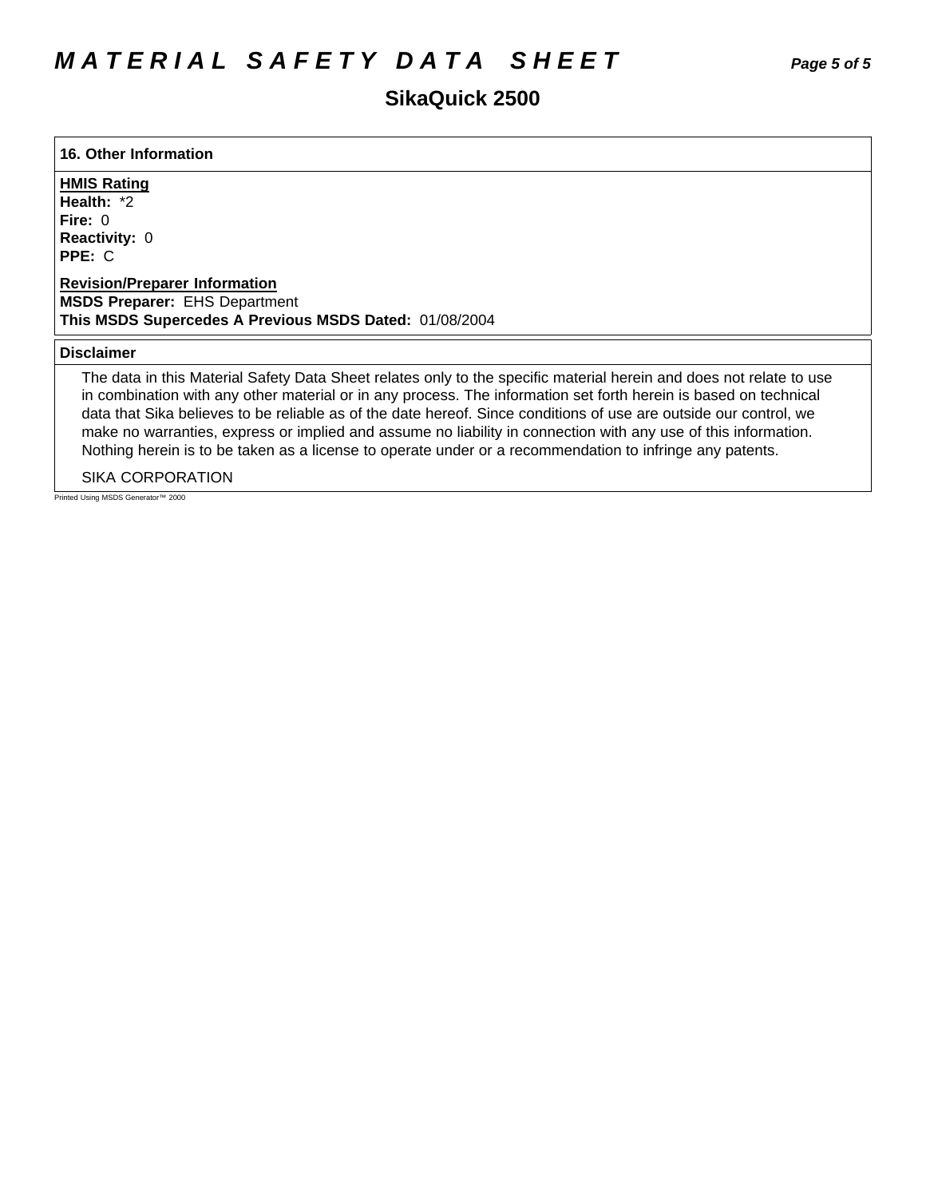## 16. Other Information

**HMIS Rating**
**Health:** *2
**Fire:** 0
**Reactivity:** 0
**PPE:** C

**Revision/Preparer Information**
**MSDS Preparer:** EHS Department
**This MSDS Supercedes A Previous MSDS Dated:** 01/08/2004

## Disclaimer

The data in this Material Safety Data Sheet relates only to the specific material herein and does not relate to use in combination with any other material or in any process. The information set forth herein is based on technical data that Sika believes to be reliable as of the date hereof. Since conditions of use are outside our control, we make no warranties, express or implied and assume no liability in connection with any use of this information. Nothing herein is to be taken as a license to operate under or a recommendation to infringe any patents.

SIKA CORPORATION

Printed Using MSDS Generator™ 2000